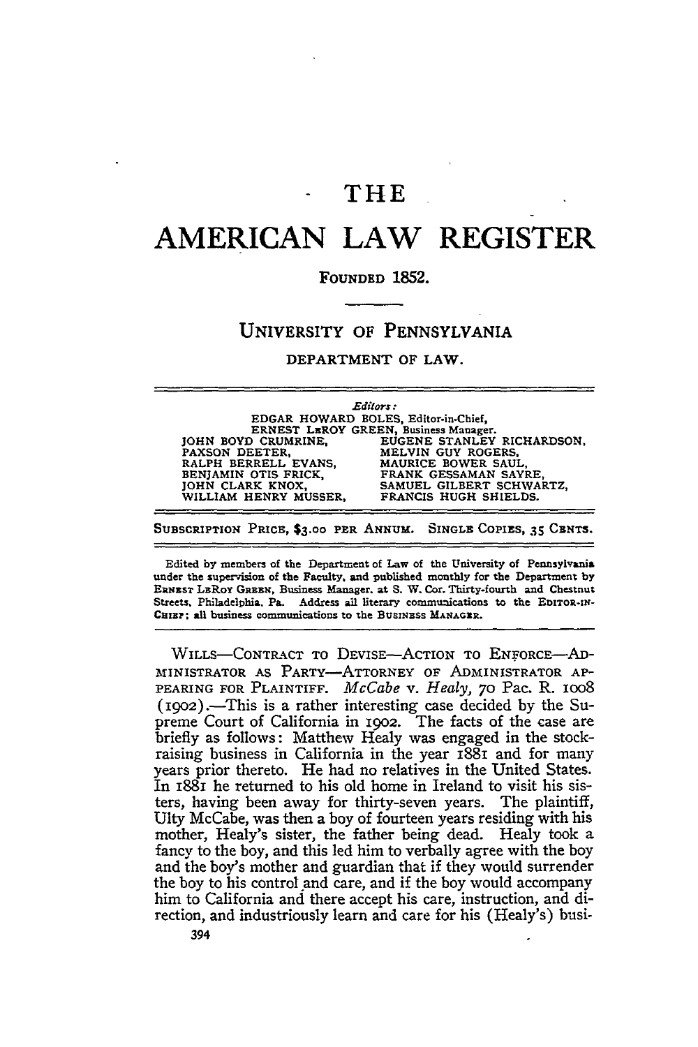# THE AMERICAN LAW REGISTER

FOUNDED 1852.

## UNIVERSITY OF PENNSYLVANIA

DEPARTMENT OF LAW.

*Editors:*

EDGAR HOWARD BOLES, Editor-in-Chief,
ERNEST LEROY GREEN, Business Manager.

| | |
|---|---|
| JOHN BOYD CRUMRINE, | EUGENE STANLEY RICHARDSON, |
| PAXSON DEETER, | MELVIN GUY ROGERS, |
| RALPH BERRELL EVANS, | MAURICE BOWER SAUL, |
| BENJAMIN OTIS FRICK, | FRANK GESSAMAN SAYRE, |
| JOHN CLARK KNOX, | SAMUEL GILBERT SCHWARTZ, |
| WILLIAM HENRY MUSSER, | FRANCIS HUGH SHIELDS. |

SUBSCRIPTION PRICE, $3.00 PER ANNUM. SINGLE COPIES, 35 CENTS.

Edited by members of the Department of Law of the University of Pennsylvania under the supervision of the Faculty, and published monthly for the Department by ERNEST LEROY GREEN, Business Manager, at S. W. Cor. Thirty-fourth and Chestnut Streets, Philadelphia, Pa. Address all literary communications to the EDITOR-IN-CHIEF; all business communications to the BUSINESS MANAGER.

WILLS—CONTRACT TO DEVISE—ACTION TO ENFORCE—ADMINISTRATOR AS PARTY—ATTORNEY OF ADMINISTRATOR APPEARING FOR PLAINTIFF. *McCabe* v. *Healy*, 70 Pac. R. 1008 (1902).—This is a rather interesting case decided by the Supreme Court of California in 1902. The facts of the case are briefly as follows: Matthew Healy was engaged in the stock-raising business in California in the year 1881 and for many years prior thereto. He had no relatives in the United States. In 1881 he returned to his old home in Ireland to visit his sisters, having been away for thirty-seven years. The plaintiff, Ulty McCabe, was then a boy of fourteen years residing with his mother, Healy's sister, the father being dead. Healy took a fancy to the boy, and this led him to verbally agree with the boy and the boy's mother and guardian that if they would surrender the boy to his control and care, and if the boy would accompany him to California and there accept his care, instruction, and direction, and industriously learn and care for his (Healy's) busi-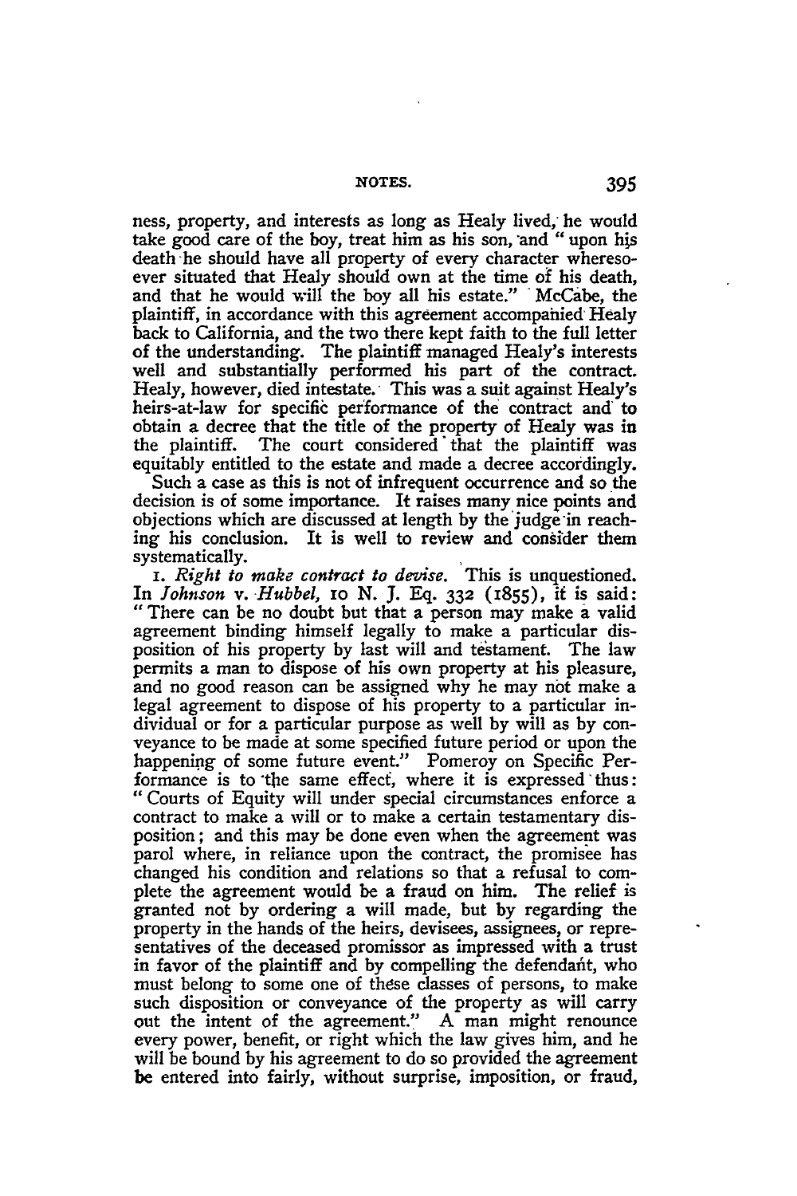ness, property, and interests as long as Healy lived, he would take good care of the boy, treat him as his son, and "upon his death he should have all property of every character wheresoever situated that Healy should own at the time of his death, and that he would will the boy all his estate." McCabe, the plaintiff, in accordance with this agreement accompanied Healy back to California, and the two there kept faith to the full letter of the understanding. The plaintiff managed Healy's interests well and substantially performed his part of the contract. Healy, however, died intestate. This was a suit against Healy's heirs-at-law for specific performance of the contract and to obtain a decree that the title of the property of Healy was in the plaintiff. The court considered that the plaintiff was equitably entitled to the estate and made a decree accordingly.

Such a case as this is not of infrequent occurrence and so the decision is of some importance. It raises many nice points and objections which are discussed at length by the judge in reaching his conclusion. It is well to review and consider them systematically.

1. *Right to make contract to devise.* This is unquestioned. In *Johnson* v. *Hubbel*, 10 N. J. Eq. 332 (1855), it is said: "There can be no doubt but that a person may make a valid agreement binding himself legally to make a particular disposition of his property by last will and testament. The law permits a man to dispose of his own property at his pleasure, and no good reason can be assigned why he may not make a legal agreement to dispose of his property to a particular individual or for a particular purpose as well by will as by conveyance to be made at some specified future period or upon the happening of some future event." Pomeroy on Specific Performance is to the same effect, where it is expressed thus: "Courts of Equity will under special circumstances enforce a contract to make a will or to make a certain testamentary disposition; and this may be done even when the agreement was parol where, in reliance upon the contract, the promisee has changed his condition and relations so that a refusal to complete the agreement would be a fraud on him. The relief is granted not by ordering a will made, but by regarding the property in the hands of the heirs, devisees, assignees, or representatives of the deceased promissor as impressed with a trust in favor of the plaintiff and by compelling the defendant, who must belong to some one of these classes of persons, to make such disposition or conveyance of the property as will carry out the intent of the agreement." A man might renounce every power, benefit, or right which the law gives him, and he will be bound by his agreement to do so provided the agreement be entered into fairly, without surprise, imposition, or fraud,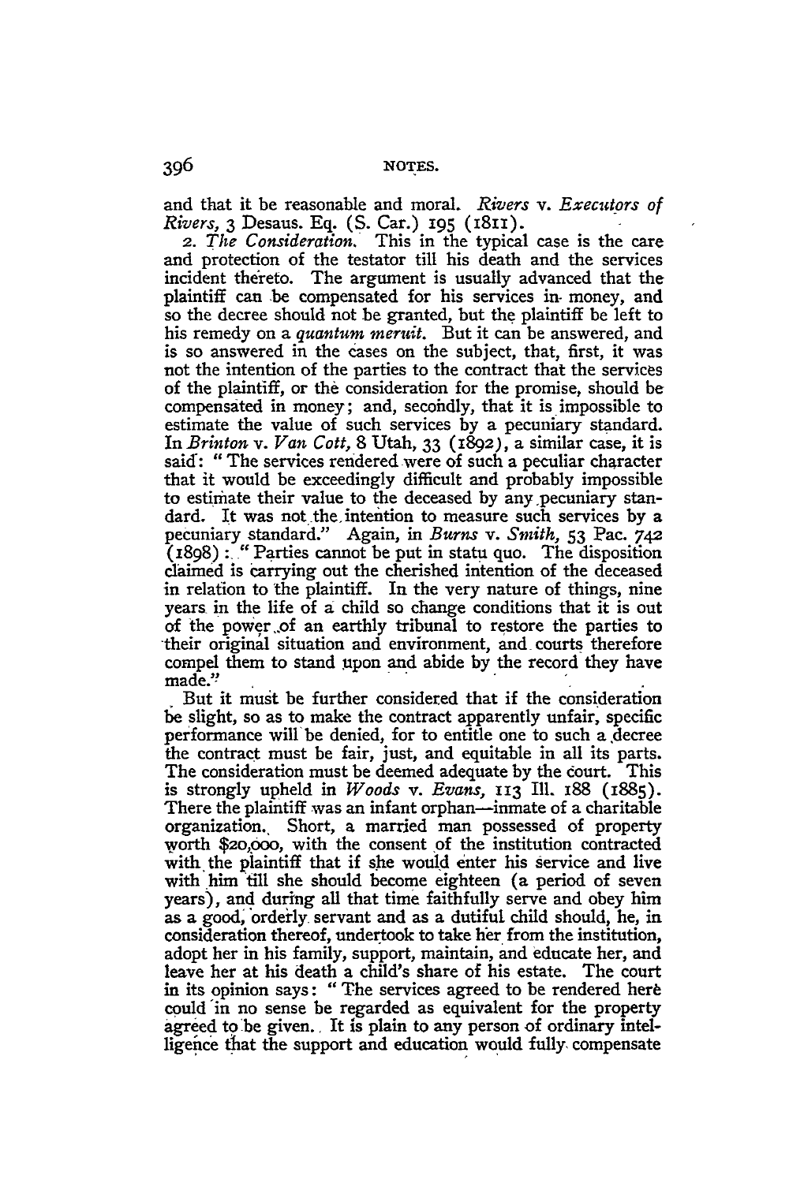and that it be reasonable and moral. *Rivers* v. *Executors of Rivers,* 3 Desaus. Eq. (S. Car.) 195 (1811).

2. *The Consideration.* This in the typical case is the care and protection of the testator till his death and the services incident thereto. The argument is usually advanced that the plaintiff can be compensated for his services in money, and so the decree should not be granted, but the plaintiff be left to his remedy on a *quantum meruit.* But it can be answered, and is so answered in the cases on the subject, that, first, it was not the intention of the parties to the contract that the services of the plaintiff, or the consideration for the promise, should be compensated in money; and, secondly, that it is impossible to estimate the value of such services by a pecuniary standard. In *Brinton* v. *Van Cott,* 8 Utah, 33 (1892), a similar case, it is said: "The services rendered were of such a peculiar character that it would be exceedingly difficult and probably impossible to estimate their value to the deceased by any pecuniary standard. It was not the intention to measure such services by a pecuniary standard." Again, in *Burns* v. *Smith,* 53 Pac. 742 (1898): "Parties cannot be put in statu quo. The disposition claimed is carrying out the cherished intention of the deceased in relation to the plaintiff. In the very nature of things, nine years in the life of a child so change conditions that it is out of the power of an earthly tribunal to restore the parties to their original situation and environment, and courts therefore compel them to stand upon and abide by the record they have made."

But it must be further considered that if the consideration be slight, so as to make the contract apparently unfair, specific performance will be denied, for to entitle one to such a decree the contract must be fair, just, and equitable in all its parts. The consideration must be deemed adequate by the court. This is strongly upheld in *Woods* v. *Evans,* 113 Ill. 188 (1885). There the plaintiff was an infant orphan—inmate of a charitable organization. Short, a married man possessed of property worth $20,000, with the consent of the institution contracted with the plaintiff that if she would enter his service and live with him till she should become eighteen (a period of seven years), and during all that time faithfully serve and obey him as a good, orderly servant and as a dutiful child should, he, in consideration thereof, undertook to take her from the institution, adopt her in his family, support, maintain, and educate her, and leave her at his death a child's share of his estate. The court in its opinion says: "The services agreed to be rendered here could in no sense be regarded as equivalent for the property agreed to be given. It is plain to any person of ordinary intelligence that the support and education would fully compensate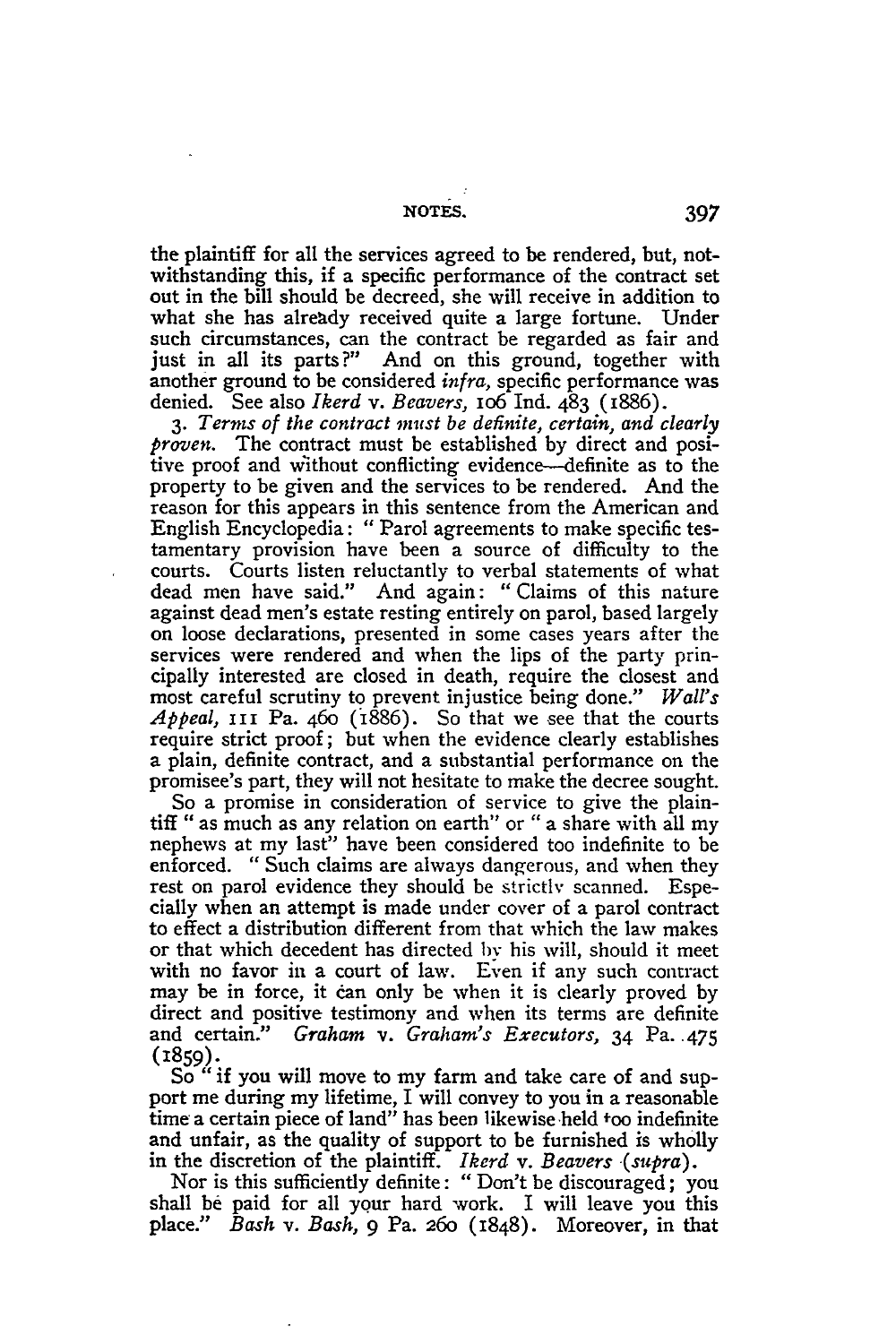the plaintiff for all the services agreed to be rendered, but, notwithstanding this, if a specific performance of the contract set out in the bill should be decreed, she will receive in addition to what she has already received quite a large fortune. Under such circumstances, can the contract be regarded as fair and just in all its parts?" And on this ground, together with another ground to be considered *infra*, specific performance was denied. See also *Ikerd* v. *Beavers*, 106 Ind. 483 (1886).

3. *Terms of the contract must be definite, certain, and clearly proven.* The contract must be established by direct and positive proof and without conflicting evidence—definite as to the property to be given and the services to be rendered. And the reason for this appears in this sentence from the American and English Encyclopedia: "Parol agreements to make specific testamentary provision have been a source of difficulty to the courts. Courts listen reluctantly to verbal statements of what dead men have said." And again: "Claims of this nature against dead men's estate resting entirely on parol, based largely on loose declarations, presented in some cases years after the services were rendered and when the lips of the party principally interested are closed in death, require the closest and most careful scrutiny to prevent injustice being done." *Wall's Appeal*, 111 Pa. 460 (1886). So that we see that the courts require strict proof; but when the evidence clearly establishes a plain, definite contract, and a substantial performance on the promisee's part, they will not hesitate to make the decree sought.

So a promise in consideration of service to give the plaintiff "as much as any relation on earth" or "a share with all my nephews at my last" have been considered too indefinite to be enforced. "Such claims are always dangerous, and when they rest on parol evidence they should be strictly scanned. Especially when an attempt is made under cover of a parol contract to effect a distribution different from that which the law makes or that which decedent has directed by his will, should it meet with no favor in a court of law. Even if any such contract may be in force, it can only be when it is clearly proved by direct and positive testimony and when its terms are definite and certain." *Graham* v. *Graham's Executors*, 34 Pa. 475 (1859).

So "if you will move to my farm and take care of and support me during my lifetime, I will convey to you in a reasonable time a certain piece of land" has been likewise held too indefinite and unfair, as the quality of support to be furnished is wholly in the discretion of the plaintiff. *Ikerd* v. *Beavers* (*supra*).

Nor is this sufficiently definite: "Don't be discouraged; you shall be paid for all your hard work. I will leave you this place." *Bash* v. *Bash*, 9 Pa. 260 (1848). Moreover, in that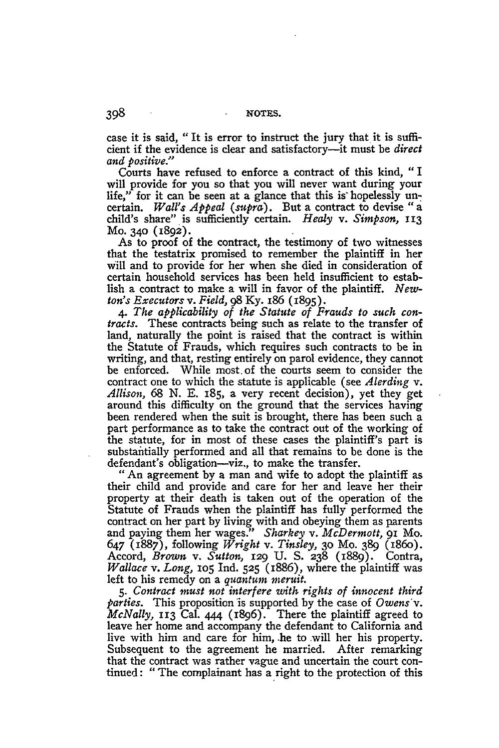case it is said, "It is error to instruct the jury that it is sufficient if the evidence is clear and satisfactory—it must be *direct and positive*."

Courts have refused to enforce a contract of this kind, "I will provide for you so that you will never want during your life," for it can be seen at a glance that this is hopelessly uncertain. *Wall's Appeal* (*supra*). But a contract to devise "a child's share" is sufficiently certain. *Healy* v. *Simpson*, 113 Mo. 340 (1892).

As to proof of the contract, the testimony of two witnesses that the testatrix promised to remember the plaintiff in her will and to provide for her when she died in consideration of certain household services has been held insufficient to establish a contract to make a will in favor of the plaintiff. *Newton's Executors* v. *Field*, 98 Ky. 186 (1895).

4. *The applicability of the Statute of Frauds to such contracts.* These contracts being such as relate to the transfer of land, naturally the point is raised that the contract is within the Statute of Frauds, which requires such contracts to be in writing, and that, resting entirely on parol evidence, they cannot be enforced. While most of the courts seem to consider the contract one to which the statute is applicable (see *Alerding* v. *Allison*, 68 N. E. 185, a very recent decision), yet they get around this difficulty on the ground that the services having been rendered when the suit is brought, there has been such a part performance as to take the contract out of the working of the statute, for in most of these cases the plaintiff's part is substantially performed and all that remains to be done is the defendant's obligation—viz., to make the transfer.

"An agreement by a man and wife to adopt the plaintiff as their child and provide and care for her and leave her their property at their death is taken out of the operation of the Statute of Frauds when the plaintiff has fully performed the contract on her part by living with and obeying them as parents and paying them her wages." *Sharkey* v. *McDermott*, 91 Mo. 647 (1887), following *Wright* v. *Tinsley*, 30 Mo. 389 (1860). Accord, *Brown* v. *Sutton*, 129 U. S. 238 (1889). Contra, *Wallace* v. *Long*, 105 Ind. 525 (1886), where the plaintiff was left to his remedy on a *quantum meruit*.

5. *Contract must not interfere with rights of innocent third parties.* This proposition is supported by the case of *Owens* v. *McNally*, 113 Cal. 444 (1896). There the plaintiff agreed to leave her home and accompany the defendant to California and live with him and care for him, he to will her his property. Subsequent to the agreement he married. After remarking that the contract was rather vague and uncertain the court continued: "The complainant has a right to the protection of this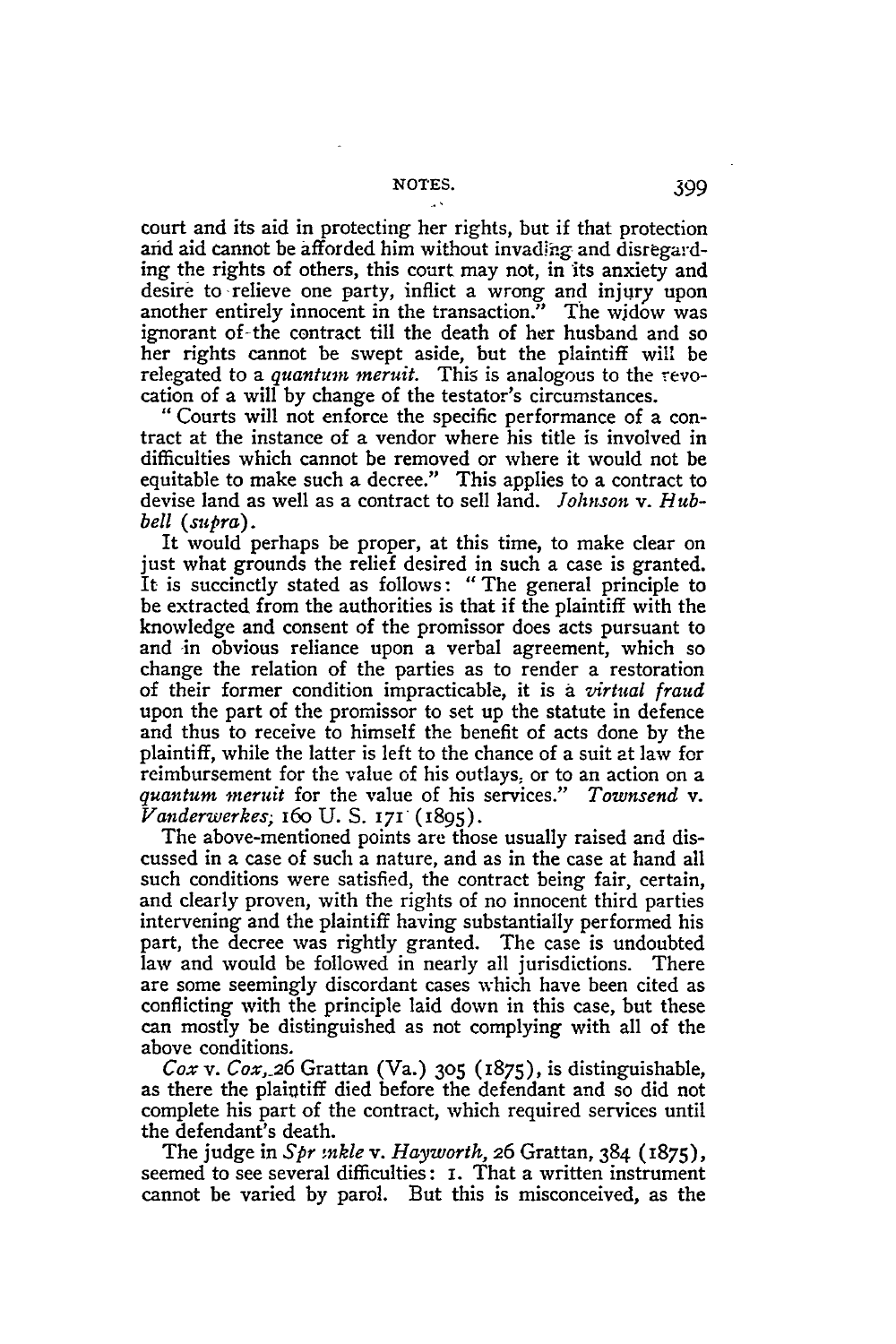court and its aid in protecting her rights, but if that protection and aid cannot be afforded him without invading and disregarding the rights of others, this court may not, in its anxiety and desire to relieve one party, inflict a wrong and injury upon another entirely innocent in the transaction." The widow was ignorant of the contract till the death of her husband and so her rights cannot be swept aside, but the plaintiff will be relegated to a *quantum meruit*. This is analogous to the revocation of a will by change of the testator's circumstances.

"Courts will not enforce the specific performance of a contract at the instance of a vendor where his title is involved in difficulties which cannot be removed or where it would not be equitable to make such a decree." This applies to a contract to devise land as well as a contract to sell land. *Johnson* v. *Hubbell* (*supra*).

It would perhaps be proper, at this time, to make clear on just what grounds the relief desired in such a case is granted. It is succinctly stated as follows: "The general principle to be extracted from the authorities is that if the plaintiff with the knowledge and consent of the promissor does acts pursuant to and in obvious reliance upon a verbal agreement, which so change the relation of the parties as to render a restoration of their former condition impracticable, it is a *virtual fraud* upon the part of the promissor to set up the statute in defence and thus to receive to himself the benefit of acts done by the plaintiff, while the latter is left to the chance of a suit at law for reimbursement for the value of his outlays, or to an action on a *quantum meruit* for the value of his services." *Townsend* v. *Vanderwerkes*; 160 U. S. 171 (1895).

The above-mentioned points are those usually raised and discussed in a case of such a nature, and as in the case at hand all such conditions were satisfied, the contract being fair, certain, and clearly proven, with the rights of no innocent third parties intervening and the plaintiff having substantially performed his part, the decree was rightly granted. The case is undoubted law and would be followed in nearly all jurisdictions. There are some seemingly discordant cases which have been cited as conflicting with the principle laid down in this case, but these can mostly be distinguished as not complying with all of the above conditions.

*Cox* v. *Cox*, 26 Grattan (Va.) 305 (1875), is distinguishable, as there the plaintiff died before the defendant and so did not complete his part of the contract, which required services until the defendant's death.

The judge in *Sprinkle* v. *Hayworth*, 26 Grattan, 384 (1875), seemed to see several difficulties: 1. That a written instrument cannot be varied by parol. But this is misconceived, as the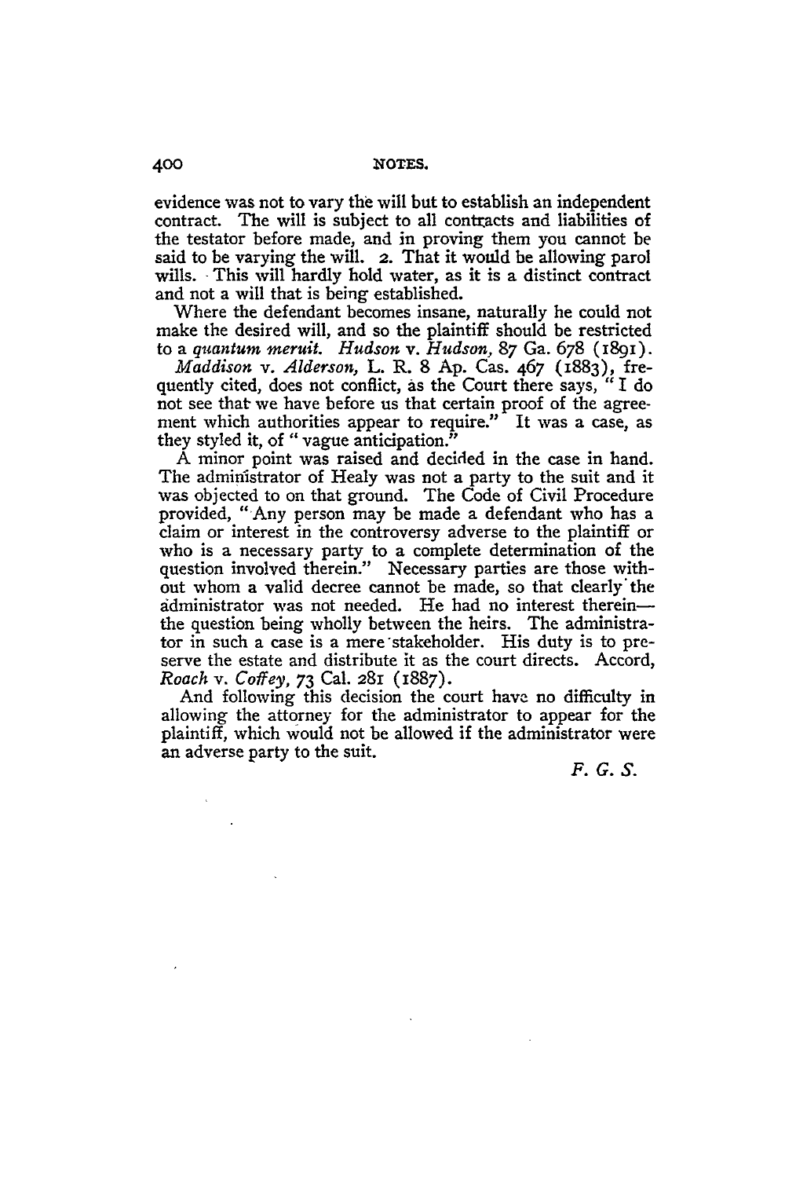evidence was not to vary the will but to establish an independent contract. The will is subject to all contracts and liabilities of the testator before made, and in proving them you cannot be said to be varying the will. 2. That it would be allowing parol wills. This will hardly hold water, as it is a distinct contract and not a will that is being established.

Where the defendant becomes insane, naturally he could not make the desired will, and so the plaintiff should be restricted to a *quantum meruit*. *Hudson* v. *Hudson*, 87 Ga. 678 (1891).

*Maddison* v. *Alderson*, L. R. 8 Ap. Cas. 467 (1883), frequently cited, does not conflict, as the Court there says, "I do not see that we have before us that certain proof of the agreement which authorities appear to require." It was a case, as they styled it, of "vague anticipation."

A minor point was raised and decided in the case in hand. The administrator of Healy was not a party to the suit and it was objected to on that ground. The Code of Civil Procedure provided, "Any person may be made a defendant who has a claim or interest in the controversy adverse to the plaintiff or who is a necessary party to a complete determination of the question involved therein." Necessary parties are those without whom a valid decree cannot be made, so that clearly the administrator was not needed. He had no interest therein—the question being wholly between the heirs. The administrator in such a case is a mere stakeholder. His duty is to preserve the estate and distribute it as the court directs. Accord, *Roach* v. *Coffey*, 73 Cal. 281 (1887).

And following this decision the court have no difficulty in allowing the attorney for the administrator to appear for the plaintiff, which would not be allowed if the administrator were an adverse party to the suit.

*F. G. S.*